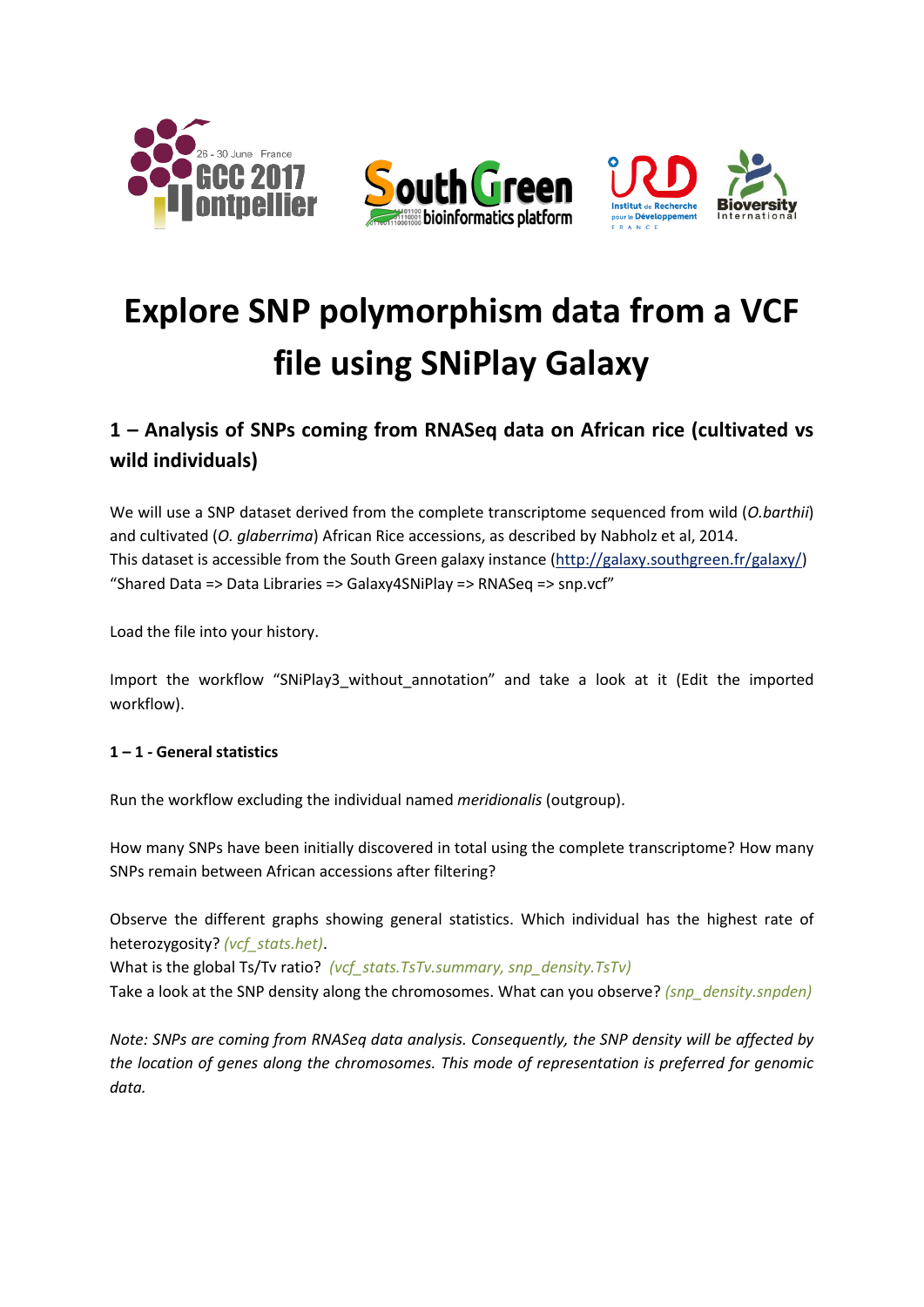# Explore SNP polymorphism data from a VCF file using SNiPlay Galaxy

## 1 – Analysis of SNPs coming from RNASeq data on African rice (cultivated vs wild individuals)

We will use a SNP dataset derived from the complete transcriptome sequenced from wild (*O.barthii*) and cultivated (*O. glaberrima*) African Rice accessions, as described by Nabholz et al, 2014.
This dataset is accessible from the South Green galaxy instance (http://galaxy.southgreen.fr/galaxy/) "Shared Data => Data Libraries => Galaxy4SNiPlay => RNASeq => snp.vcf"

Load the file into your history.

Import the workflow "SNiPlay3_without_annotation" and take a look at it (Edit the imported workflow).

### 1 – 1 - General statistics

Run the workflow excluding the individual named *meridionalis* (outgroup).

How many SNPs have been initially discovered in total using the complete transcriptome? How many SNPs remain between African accessions after filtering?

Observe the different graphs showing general statistics. Which individual has the highest rate of heterozygosity? *(vcf_stats.het)*.
What is the global Ts/Tv ratio? *(vcf_stats.TsTv.summary, snp_density.TsTv)*
Take a look at the SNP density along the chromosomes. What can you observe? *(snp_density.snpden)*

*Note: SNPs are coming from RNASeq data analysis. Consequently, the SNP density will be affected by the location of genes along the chromosomes. This mode of representation is preferred for genomic data.*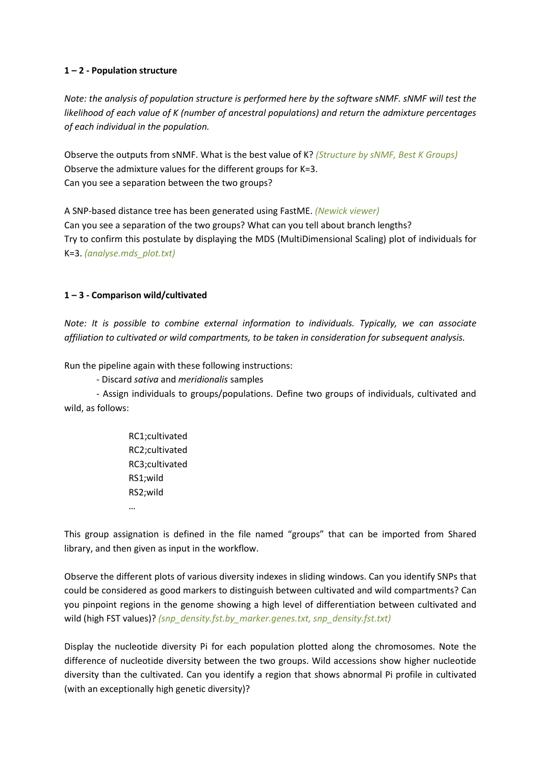**1 – 2 - Population structure**

*Note: the analysis of population structure is performed here by the software sNMF. sNMF will test the likelihood of each value of K (number of ancestral populations) and return the admixture percentages of each individual in the population.*

Observe the outputs from sNMF. What is the best value of K? *(Structure by sNMF, Best K Groups)*
Observe the admixture values for the different groups for K=3.
Can you see a separation between the two groups?

A SNP-based distance tree has been generated using FastME. *(Newick viewer)*
Can you see a separation of the two groups? What can you tell about branch lengths?
Try to confirm this postulate by displaying the MDS (MultiDimensional Scaling) plot of individuals for K=3. *(analyse.mds_plot.txt)*

**1 – 3 - Comparison wild/cultivated**

*Note: It is possible to combine external information to individuals. Typically, we can associate affiliation to cultivated or wild compartments, to be taken in consideration for subsequent analysis.*

Run the pipeline again with these following instructions:

- Discard *sativa* and *meridionalis* samples
- Assign individuals to groups/populations. Define two groups of individuals, cultivated and wild, as follows:

```
RC1;cultivated
RC2;cultivated
RC3;cultivated
RS1;wild
RS2;wild
…
```

This group assignation is defined in the file named "groups" that can be imported from Shared library, and then given as input in the workflow.

Observe the different plots of various diversity indexes in sliding windows. Can you identify SNPs that could be considered as good markers to distinguish between cultivated and wild compartments? Can you pinpoint regions in the genome showing a high level of differentiation between cultivated and wild (high FST values)? *(snp_density.fst.by_marker.genes.txt, snp_density.fst.txt)*

Display the nucleotide diversity Pi for each population plotted along the chromosomes. Note the difference of nucleotide diversity between the two groups. Wild accessions show higher nucleotide diversity than the cultivated. Can you identify a region that shows abnormal Pi profile in cultivated (with an exceptionally high genetic diversity)?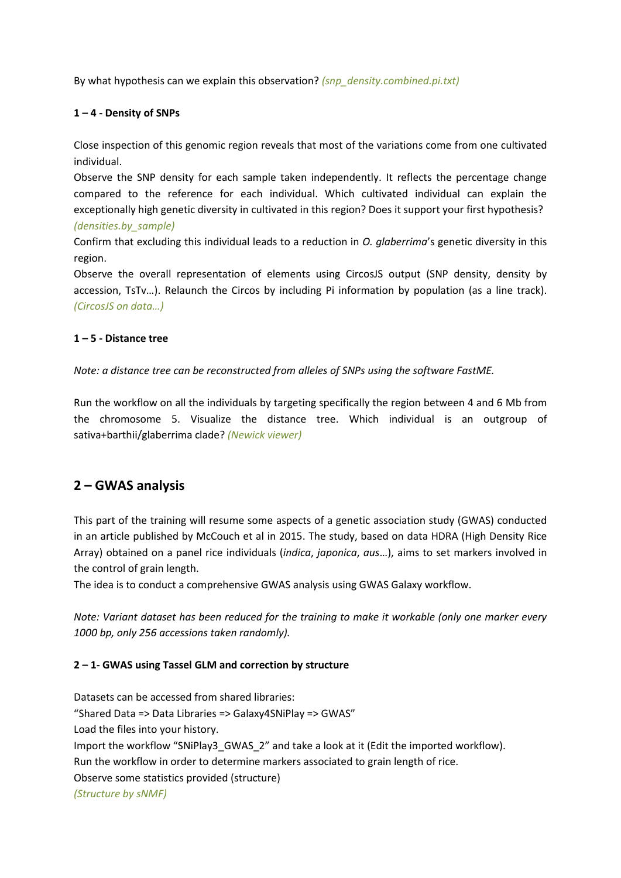By what hypothesis can we explain this observation? *(snp_density.combined.pi.txt)*

**1 – 4 - Density of SNPs**

Close inspection of this genomic region reveals that most of the variations come from one cultivated individual.

Observe the SNP density for each sample taken independently. It reflects the percentage change compared to the reference for each individual. Which cultivated individual can explain the exceptionally high genetic diversity in cultivated in this region? Does it support your first hypothesis? *(densities.by_sample)*

Confirm that excluding this individual leads to a reduction in *O. glaberrima*'s genetic diversity in this region.

Observe the overall representation of elements using CircosJS output (SNP density, density by accession, TsTv…). Relaunch the Circos by including Pi information by population (as a line track). *(CircosJS on data…)*

**1 – 5 - Distance tree**

*Note: a distance tree can be reconstructed from alleles of SNPs using the software FastME.*

Run the workflow on all the individuals by targeting specifically the region between 4 and 6 Mb from the chromosome 5. Visualize the distance tree. Which individual is an outgroup of sativa+barthii/glaberrima clade? *(Newick viewer)*

## 2 – GWAS analysis

This part of the training will resume some aspects of a genetic association study (GWAS) conducted in an article published by McCouch et al in 2015. The study, based on data HDRA (High Density Rice Array) obtained on a panel rice individuals (*indica*, *japonica*, *aus*…), aims to set markers involved in the control of grain length.

The idea is to conduct a comprehensive GWAS analysis using GWAS Galaxy workflow.

*Note: Variant dataset has been reduced for the training to make it workable (only one marker every 1000 bp, only 256 accessions taken randomly).*

**2 – 1- GWAS using Tassel GLM and correction by structure**

Datasets can be accessed from shared libraries:

"Shared Data => Data Libraries => Galaxy4SNiPlay => GWAS"

Load the files into your history.

Import the workflow "SNiPlay3_GWAS_2" and take a look at it (Edit the imported workflow).

Run the workflow in order to determine markers associated to grain length of rice.

Observe some statistics provided (structure)

*(Structure by sNMF)*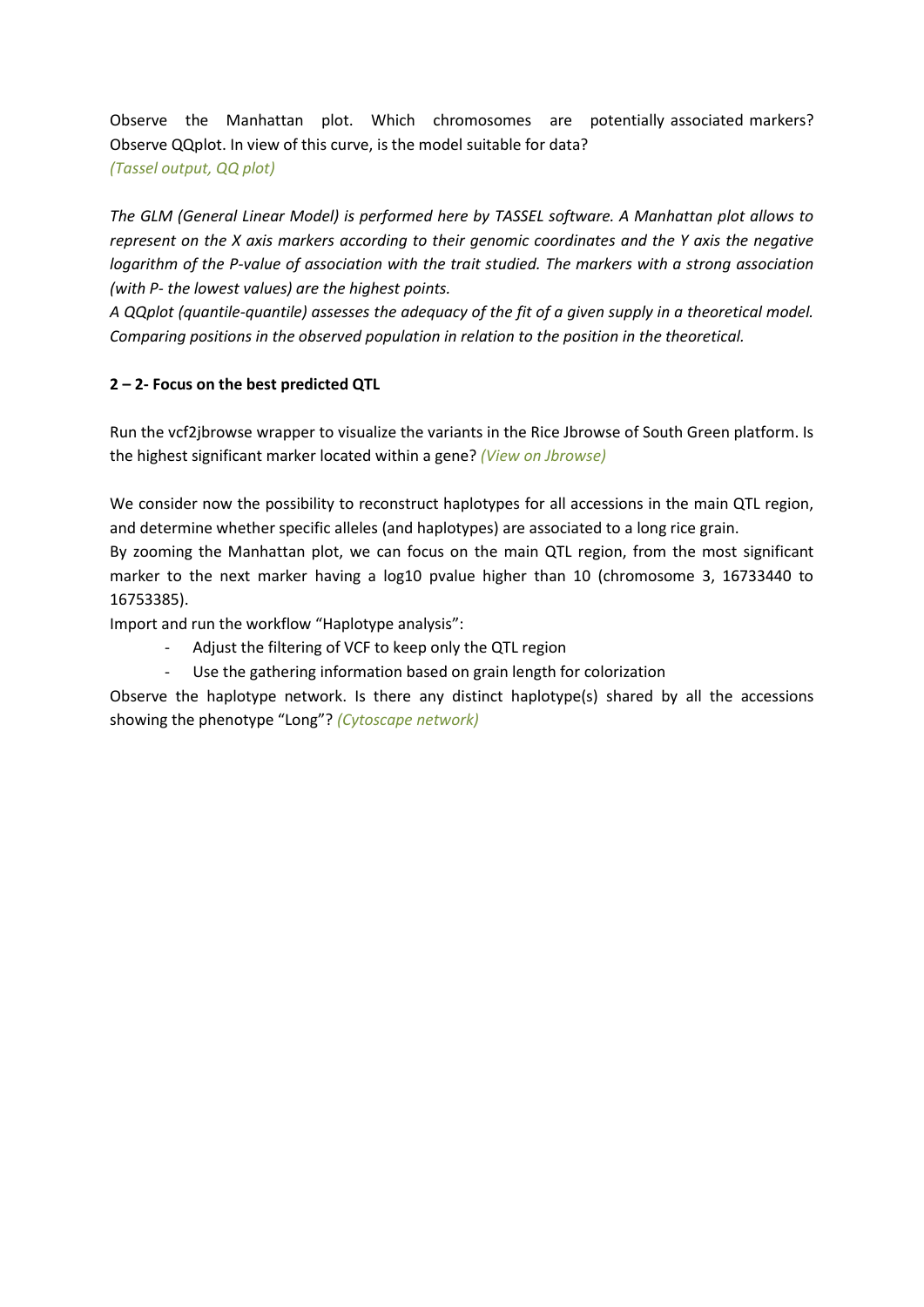Observe the Manhattan plot. Which chromosomes are potentially associated markers? Observe QQplot. In view of this curve, is the model suitable for data?
*(Tassel output, QQ plot)*

*The GLM (General Linear Model) is performed here by TASSEL software. A Manhattan plot allows to represent on the X axis markers according to their genomic coordinates and the Y axis the negative logarithm of the P-value of association with the trait studied. The markers with a strong association (with P- the lowest values) are the highest points.*
*A QQplot (quantile-quantile) assesses the adequacy of the fit of a given supply in a theoretical model. Comparing positions in the observed population in relation to the position in the theoretical.*

**2 – 2- Focus on the best predicted QTL**

Run the vcf2jbrowse wrapper to visualize the variants in the Rice Jbrowse of South Green platform. Is the highest significant marker located within a gene? *(View on Jbrowse)*

We consider now the possibility to reconstruct haplotypes for all accessions in the main QTL region, and determine whether specific alleles (and haplotypes) are associated to a long rice grain.
By zooming the Manhattan plot, we can focus on the main QTL region, from the most significant marker to the next marker having a log10 pvalue higher than 10 (chromosome 3, 16733440 to 16753385).
Import and run the workflow "Haplotype analysis":

- Adjust the filtering of VCF to keep only the QTL region
- Use the gathering information based on grain length for colorization

Observe the haplotype network. Is there any distinct haplotype(s) shared by all the accessions showing the phenotype "Long"? *(Cytoscape network)*